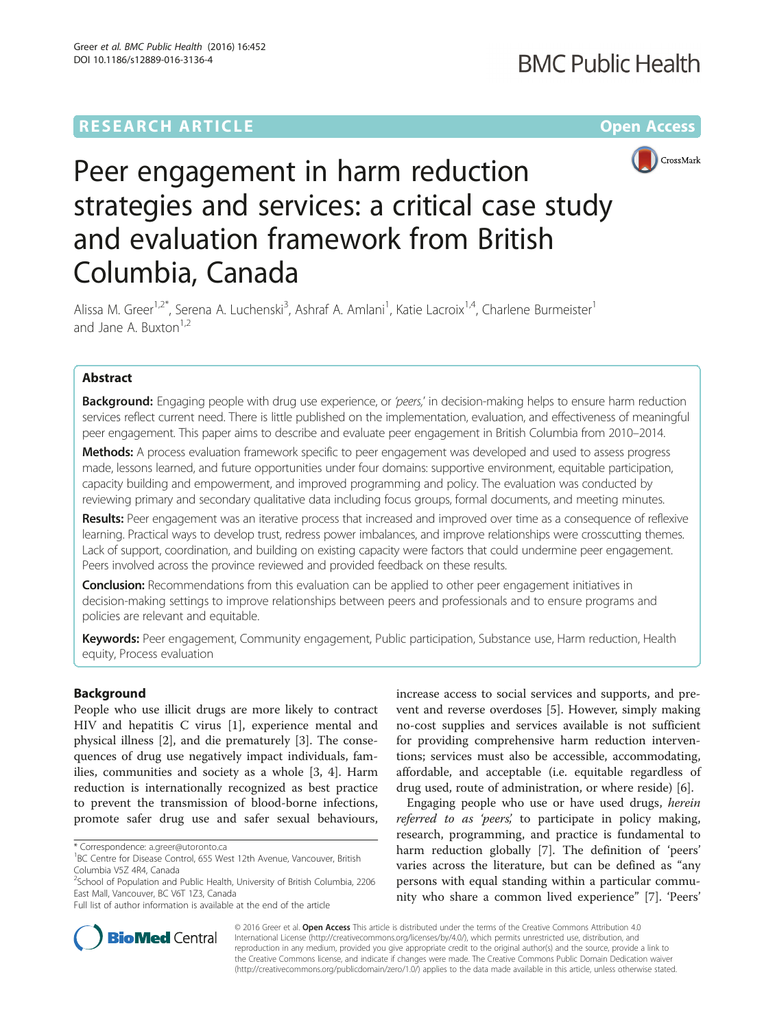RESEARCH ARTICLE Open Access

# Peer engagement in harm reduction strategies and services: a critical case study and evaluation framework from British Columbia, Canada

Alissa M. Greer[1,2*], Serena A. Luchenski[3], Ashraf A. Amlani[1], Katie Lacroix[1,4], Charlene Burmeister[1] and Jane A. Buxton[1,2]

## Abstract

**Background:** Engaging people with drug use experience, or *'peers,'* in decision-making helps to ensure harm reduction services reflect current need. There is little published on the implementation, evaluation, and effectiveness of meaningful peer engagement. This paper aims to describe and evaluate peer engagement in British Columbia from 2010–2014.

**Methods:** A process evaluation framework specific to peer engagement was developed and used to assess progress made, lessons learned, and future opportunities under four domains: supportive environment, equitable participation, capacity building and empowerment, and improved programming and policy. The evaluation was conducted by reviewing primary and secondary qualitative data including focus groups, formal documents, and meeting minutes.

**Results:** Peer engagement was an iterative process that increased and improved over time as a consequence of reflexive learning. Practical ways to develop trust, redress power imbalances, and improve relationships were crosscutting themes. Lack of support, coordination, and building on existing capacity were factors that could undermine peer engagement. Peers involved across the province reviewed and provided feedback on these results.

**Conclusion:** Recommendations from this evaluation can be applied to other peer engagement initiatives in decision-making settings to improve relationships between peers and professionals and to ensure programs and policies are relevant and equitable.

**Keywords:** Peer engagement, Community engagement, Public participation, Substance use, Harm reduction, Health equity, Process evaluation

## Background

People who use illicit drugs are more likely to contract HIV and hepatitis C virus [1], experience mental and physical illness [2], and die prematurely [3]. The consequences of drug use negatively impact individuals, families, communities and society as a whole [3, 4]. Harm reduction is internationally recognized as best practice to prevent the transmission of blood-borne infections, promote safer drug use and safer sexual behaviours, increase access to social services and supports, and prevent and reverse overdoses [5]. However, simply making no-cost supplies and services available is not sufficient for providing comprehensive harm reduction interventions; services must also be accessible, accommodating, affordable, and acceptable (i.e. equitable regardless of drug used, route of administration, or where reside) [6].

Engaging people who use or have used drugs, *herein referred to as 'peers,'* to participate in policy making, research, programming, and practice is fundamental to harm reduction globally [7]. The definition of 'peers' varies across the literature, but can be defined as "any persons with equal standing within a particular community who share a common lived experience" [7]. 'Peers'

\* Correspondence: a.greer@utoronto.ca
[1]BC Centre for Disease Control, 655 West 12th Avenue, Vancouver, British Columbia V5Z 4R4, Canada
[2]School of Population and Public Health, University of British Columbia, 2206 East Mall, Vancouver, BC V6T 1Z3, Canada
Full list of author information is available at the end of the article

© 2016 Greer et al. **Open Access** This article is distributed under the terms of the Creative Commons Attribution 4.0 International License (http://creativecommons.org/licenses/by/4.0/), which permits unrestricted use, distribution, and reproduction in any medium, provided you give appropriate credit to the original author(s) and the source, provide a link to the Creative Commons license, and indicate if changes were made. The Creative Commons Public Domain Dedication waiver (http://creativecommons.org/publicdomain/zero/1.0/) applies to the data made available in this article, unless otherwise stated.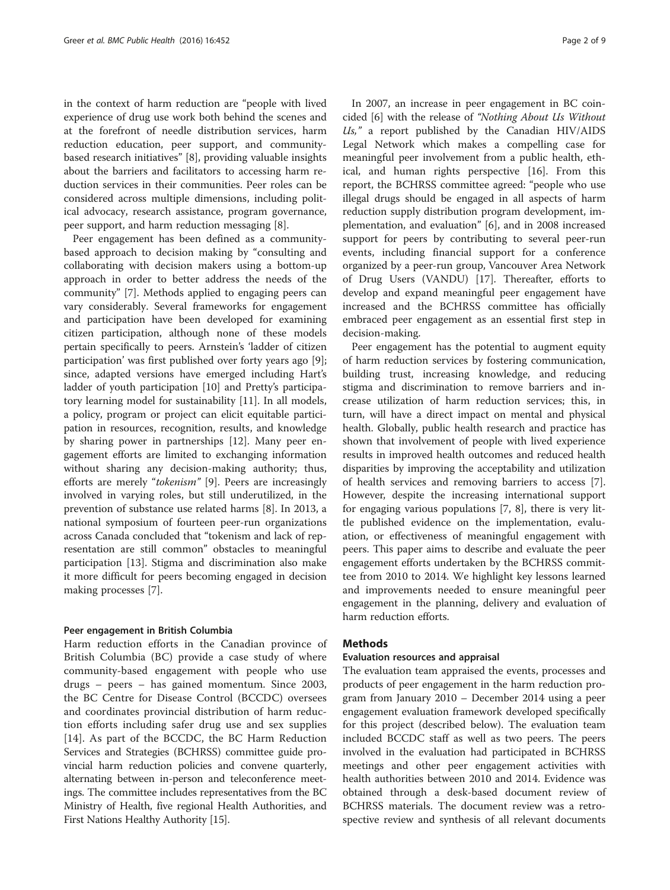in the context of harm reduction are "people with lived experience of drug use work both behind the scenes and at the forefront of needle distribution services, harm reduction education, peer support, and community-based research initiatives" [8], providing valuable insights about the barriers and facilitators to accessing harm reduction services in their communities. Peer roles can be considered across multiple dimensions, including political advocacy, research assistance, program governance, peer support, and harm reduction messaging [8].

Peer engagement has been defined as a community-based approach to decision making by "consulting and collaborating with decision makers using a bottom-up approach in order to better address the needs of the community" [7]. Methods applied to engaging peers can vary considerably. Several frameworks for engagement and participation have been developed for examining citizen participation, although none of these models pertain specifically to peers. Arnstein's 'ladder of citizen participation' was first published over forty years ago [9]; since, adapted versions have emerged including Hart's ladder of youth participation [10] and Pretty's participatory learning model for sustainability [11]. In all models, a policy, program or project can elicit equitable participation in resources, recognition, results, and knowledge by sharing power in partnerships [12]. Many peer engagement efforts are limited to exchanging information without sharing any decision-making authority; thus, efforts are merely "*tokenism*" [9]. Peers are increasingly involved in varying roles, but still underutilized, in the prevention of substance use related harms [8]. In 2013, a national symposium of fourteen peer-run organizations across Canada concluded that "tokenism and lack of representation are still common" obstacles to meaningful participation [13]. Stigma and discrimination also make it more difficult for peers becoming engaged in decision making processes [7].

### Peer engagement in British Columbia

Harm reduction efforts in the Canadian province of British Columbia (BC) provide a case study of where community-based engagement with people who use drugs – peers – has gained momentum. Since 2003, the BC Centre for Disease Control (BCCDC) oversees and coordinates provincial distribution of harm reduction efforts including safer drug use and sex supplies [14]. As part of the BCCDC, the BC Harm Reduction Services and Strategies (BCHRSS) committee guide provincial harm reduction policies and convene quarterly, alternating between in-person and teleconference meetings. The committee includes representatives from the BC Ministry of Health, five regional Health Authorities, and First Nations Healthy Authority [15].

In 2007, an increase in peer engagement in BC coincided [6] with the release of *"Nothing About Us Without Us,"* a report published by the Canadian HIV/AIDS Legal Network which makes a compelling case for meaningful peer involvement from a public health, ethical, and human rights perspective [16]. From this report, the BCHRSS committee agreed: "people who use illegal drugs should be engaged in all aspects of harm reduction supply distribution program development, implementation, and evaluation" [6], and in 2008 increased support for peers by contributing to several peer-run events, including financial support for a conference organized by a peer-run group, Vancouver Area Network of Drug Users (VANDU) [17]. Thereafter, efforts to develop and expand meaningful peer engagement have increased and the BCHRSS committee has officially embraced peer engagement as an essential first step in decision-making.

Peer engagement has the potential to augment equity of harm reduction services by fostering communication, building trust, increasing knowledge, and reducing stigma and discrimination to remove barriers and increase utilization of harm reduction services; this, in turn, will have a direct impact on mental and physical health. Globally, public health research and practice has shown that involvement of people with lived experience results in improved health outcomes and reduced health disparities by improving the acceptability and utilization of health services and removing barriers to access [7]. However, despite the increasing international support for engaging various populations [7, 8], there is very little published evidence on the implementation, evaluation, or effectiveness of meaningful engagement with peers. This paper aims to describe and evaluate the peer engagement efforts undertaken by the BCHRSS committee from 2010 to 2014. We highlight key lessons learned and improvements needed to ensure meaningful peer engagement in the planning, delivery and evaluation of harm reduction efforts.

## Methods

### Evaluation resources and appraisal

The evaluation team appraised the events, processes and products of peer engagement in the harm reduction program from January 2010 – December 2014 using a peer engagement evaluation framework developed specifically for this project (described below). The evaluation team included BCCDC staff as well as two peers. The peers involved in the evaluation had participated in BCHRSS meetings and other peer engagement activities with health authorities between 2010 and 2014. Evidence was obtained through a desk-based document review of BCHRSS materials. The document review was a retrospective review and synthesis of all relevant documents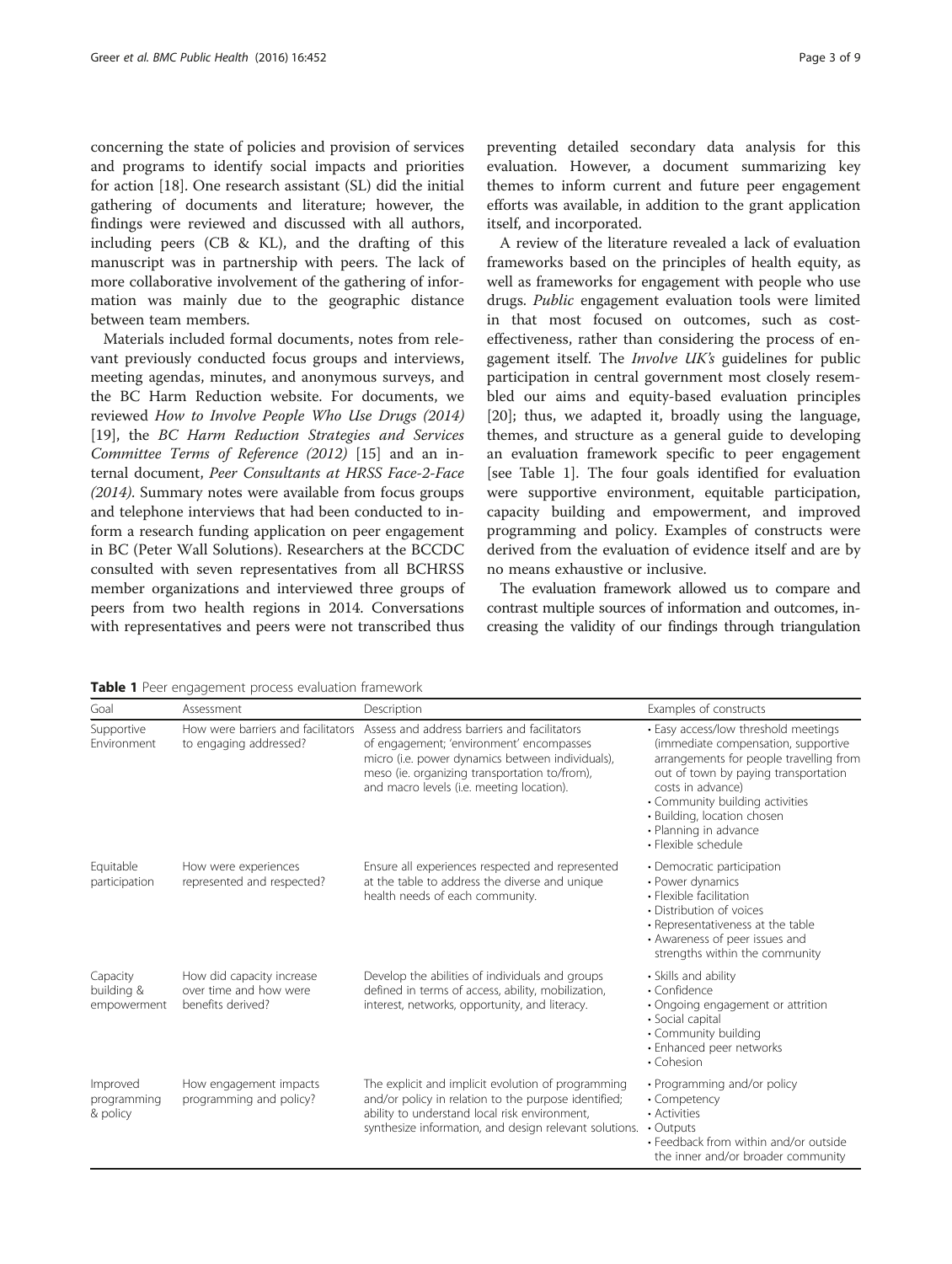concerning the state of policies and provision of services and programs to identify social impacts and priorities for action [18]. One research assistant (SL) did the initial gathering of documents and literature; however, the findings were reviewed and discussed with all authors, including peers (CB & KL), and the drafting of this manuscript was in partnership with peers. The lack of more collaborative involvement of the gathering of information was mainly due to the geographic distance between team members.

Materials included formal documents, notes from relevant previously conducted focus groups and interviews, meeting agendas, minutes, and anonymous surveys, and the BC Harm Reduction website. For documents, we reviewed *How to Involve People Who Use Drugs (2014)* [19], the *BC Harm Reduction Strategies and Services Committee Terms of Reference (2012)* [15] and an internal document, *Peer Consultants at HRSS Face-2-Face (2014)*. Summary notes were available from focus groups and telephone interviews that had been conducted to inform a research funding application on peer engagement in BC (Peter Wall Solutions). Researchers at the BCCDC consulted with seven representatives from all BCHRSS member organizations and interviewed three groups of peers from two health regions in 2014. Conversations with representatives and peers were not transcribed thus preventing detailed secondary data analysis for this evaluation. However, a document summarizing key themes to inform current and future peer engagement efforts was available, in addition to the grant application itself, and incorporated.

A review of the literature revealed a lack of evaluation frameworks based on the principles of health equity, as well as frameworks for engagement with people who use drugs. *Public* engagement evaluation tools were limited in that most focused on outcomes, such as cost-effectiveness, rather than considering the process of engagement itself. The *Involve UK's* guidelines for public participation in central government most closely resembled our aims and equity-based evaluation principles [20]; thus, we adapted it, broadly using the language, themes, and structure as a general guide to developing an evaluation framework specific to peer engagement [see Table 1]. The four goals identified for evaluation were supportive environment, equitable participation, capacity building and empowerment, and improved programming and policy. Examples of constructs were derived from the evaluation of evidence itself and are by no means exhaustive or inclusive.

The evaluation framework allowed us to compare and contrast multiple sources of information and outcomes, increasing the validity of our findings through triangulation

**Table 1** Peer engagement process evaluation framework

| Goal | Assessment | Description | Examples of constructs |
| --- | --- | --- | --- |
| Supportive Environment | How were barriers and facilitators to engaging addressed? | Assess and address barriers and facilitators of engagement; 'environment' encompasses micro (i.e. power dynamics between individuals), meso (ie. organizing transportation to/from), and macro levels (i.e. meeting location). | • Easy access/low threshold meetings (immediate compensation, supportive arrangements for people travelling from out of town by paying transportation costs in advance)<br>• Community building activities<br>• Building, location chosen<br>• Planning in advance<br>• Flexible schedule |
| Equitable participation | How were experiences represented and respected? | Ensure all experiences respected and represented at the table to address the diverse and unique health needs of each community. | • Democratic participation<br>• Power dynamics<br>• Flexible facilitation<br>• Distribution of voices<br>• Representativeness at the table<br>• Awareness of peer issues and strengths within the community |
| Capacity building & empowerment | How did capacity increase over time and how were benefits derived? | Develop the abilities of individuals and groups defined in terms of access, ability, mobilization, interest, networks, opportunity, and literacy. | • Skills and ability<br>• Confidence<br>• Ongoing engagement or attrition<br>• Social capital<br>• Community building<br>• Enhanced peer networks<br>• Cohesion |
| Improved programming & policy | How engagement impacts programming and policy? | The explicit and implicit evolution of programming and/or policy in relation to the purpose identified; ability to understand local risk environment, synthesize information, and design relevant solutions. | • Programming and/or policy<br>• Competency<br>• Activities<br>• Outputs<br>• Feedback from within and/or outside the inner and/or broader community |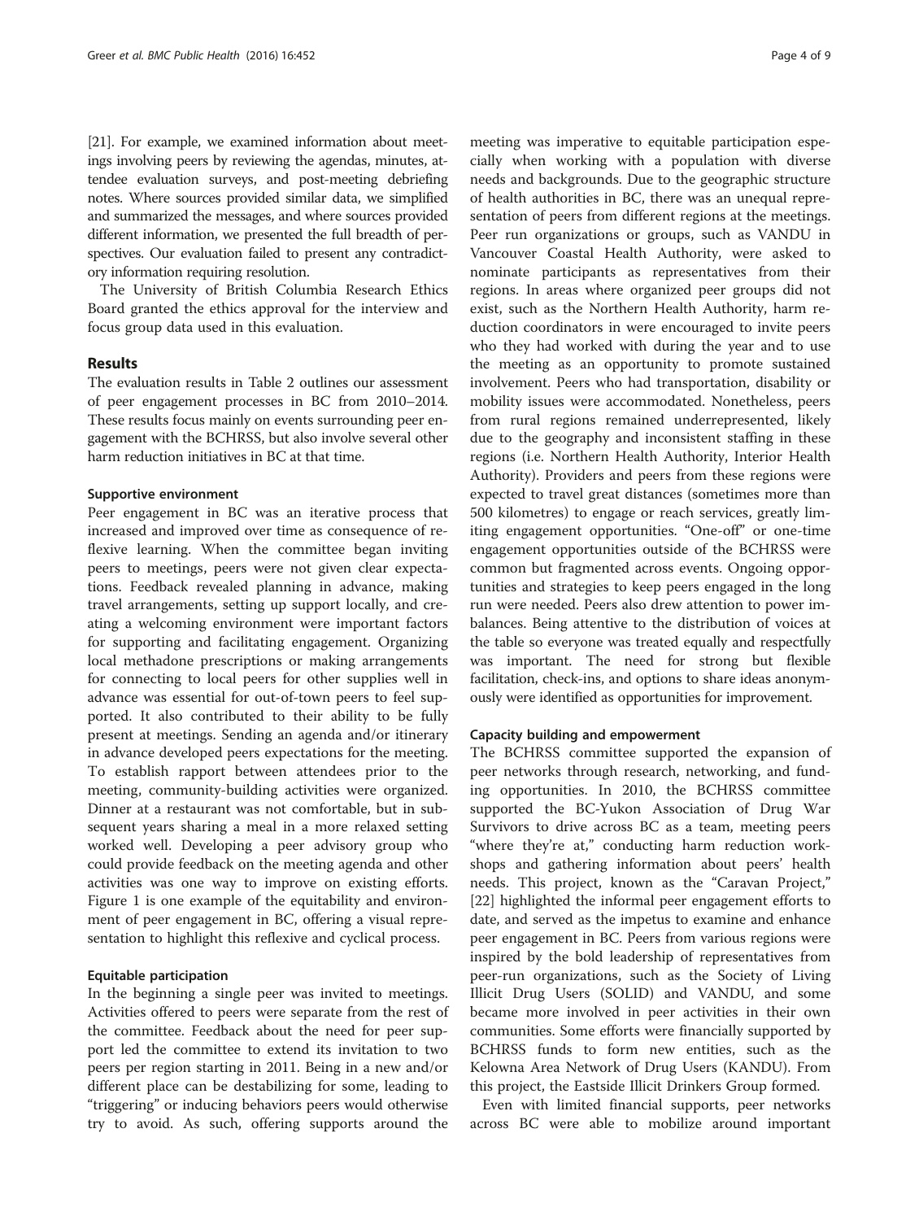[21]. For example, we examined information about meetings involving peers by reviewing the agendas, minutes, attendee evaluation surveys, and post-meeting debriefing notes. Where sources provided similar data, we simplified and summarized the messages, and where sources provided different information, we presented the full breadth of perspectives. Our evaluation failed to present any contradictory information requiring resolution.

The University of British Columbia Research Ethics Board granted the ethics approval for the interview and focus group data used in this evaluation.

## Results

The evaluation results in Table 2 outlines our assessment of peer engagement processes in BC from 2010–2014. These results focus mainly on events surrounding peer engagement with the BCHRSS, but also involve several other harm reduction initiatives in BC at that time.

### Supportive environment

Peer engagement in BC was an iterative process that increased and improved over time as consequence of reflexive learning. When the committee began inviting peers to meetings, peers were not given clear expectations. Feedback revealed planning in advance, making travel arrangements, setting up support locally, and creating a welcoming environment were important factors for supporting and facilitating engagement. Organizing local methadone prescriptions or making arrangements for connecting to local peers for other supplies well in advance was essential for out-of-town peers to feel supported. It also contributed to their ability to be fully present at meetings. Sending an agenda and/or itinerary in advance developed peers expectations for the meeting. To establish rapport between attendees prior to the meeting, community-building activities were organized. Dinner at a restaurant was not comfortable, but in subsequent years sharing a meal in a more relaxed setting worked well. Developing a peer advisory group who could provide feedback on the meeting agenda and other activities was one way to improve on existing efforts. Figure 1 is one example of the equitability and environment of peer engagement in BC, offering a visual representation to highlight this reflexive and cyclical process.

### Equitable participation

In the beginning a single peer was invited to meetings. Activities offered to peers were separate from the rest of the committee. Feedback about the need for peer support led the committee to extend its invitation to two peers per region starting in 2011. Being in a new and/or different place can be destabilizing for some, leading to "triggering" or inducing behaviors peers would otherwise try to avoid. As such, offering supports around the meeting was imperative to equitable participation especially when working with a population with diverse needs and backgrounds. Due to the geographic structure of health authorities in BC, there was an unequal representation of peers from different regions at the meetings. Peer run organizations or groups, such as VANDU in Vancouver Coastal Health Authority, were asked to nominate participants as representatives from their regions. In areas where organized peer groups did not exist, such as the Northern Health Authority, harm reduction coordinators in were encouraged to invite peers who they had worked with during the year and to use the meeting as an opportunity to promote sustained involvement. Peers who had transportation, disability or mobility issues were accommodated. Nonetheless, peers from rural regions remained underrepresented, likely due to the geography and inconsistent staffing in these regions (i.e. Northern Health Authority, Interior Health Authority). Providers and peers from these regions were expected to travel great distances (sometimes more than 500 kilometres) to engage or reach services, greatly limiting engagement opportunities. "One-off" or one-time engagement opportunities outside of the BCHRSS were common but fragmented across events. Ongoing opportunities and strategies to keep peers engaged in the long run were needed. Peers also drew attention to power imbalances. Being attentive to the distribution of voices at the table so everyone was treated equally and respectfully was important. The need for strong but flexible facilitation, check-ins, and options to share ideas anonymously were identified as opportunities for improvement.

### Capacity building and empowerment

The BCHRSS committee supported the expansion of peer networks through research, networking, and funding opportunities. In 2010, the BCHRSS committee supported the BC-Yukon Association of Drug War Survivors to drive across BC as a team, meeting peers "where they're at," conducting harm reduction workshops and gathering information about peers' health needs. This project, known as the "Caravan Project," [22] highlighted the informal peer engagement efforts to date, and served as the impetus to examine and enhance peer engagement in BC. Peers from various regions were inspired by the bold leadership of representatives from peer-run organizations, such as the Society of Living Illicit Drug Users (SOLID) and VANDU, and some became more involved in peer activities in their own communities. Some efforts were financially supported by BCHRSS funds to form new entities, such as the Kelowna Area Network of Drug Users (KANDU). From this project, the Eastside Illicit Drinkers Group formed.

Even with limited financial supports, peer networks across BC were able to mobilize around important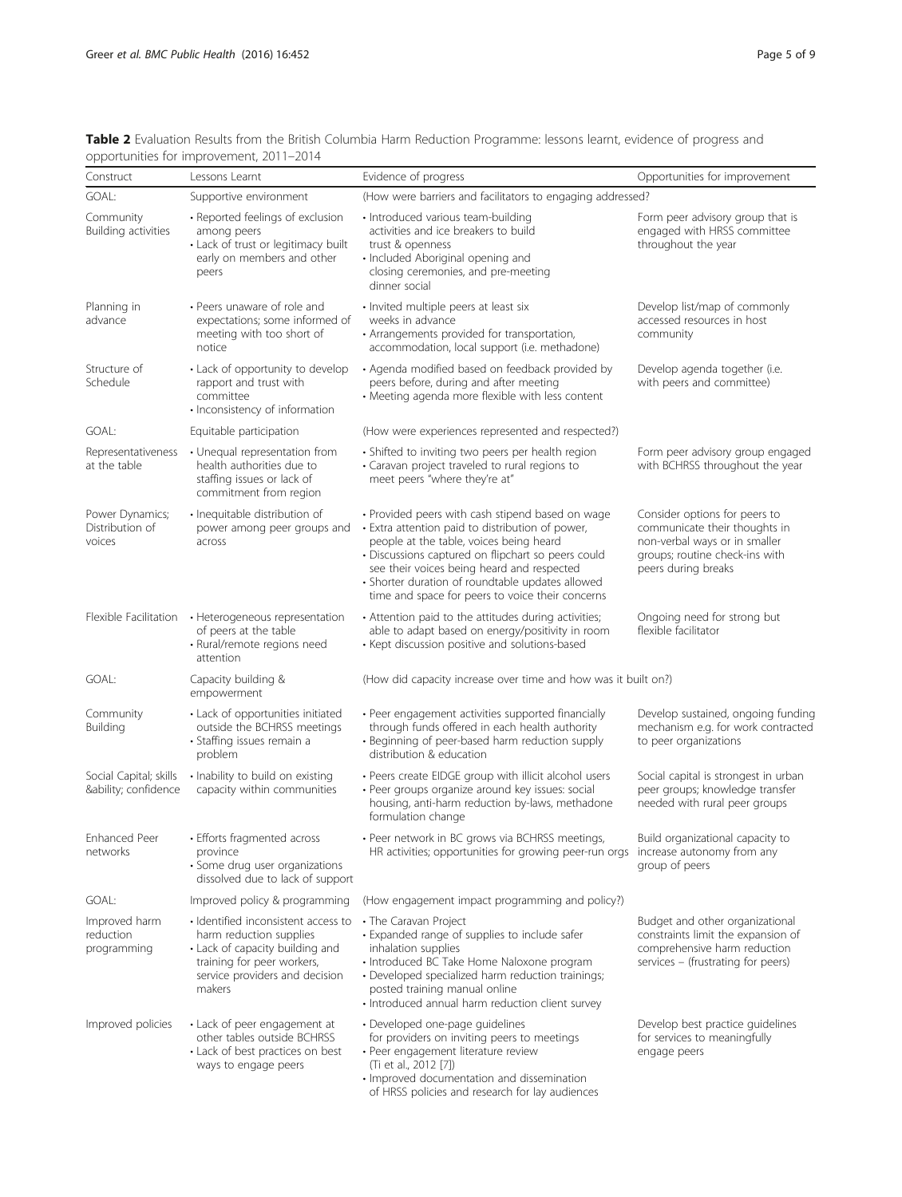**Table 2** Evaluation Results from the British Columbia Harm Reduction Programme: lessons learnt, evidence of progress and opportunities for improvement, 2011–2014

| Construct | Lessons Learnt | Evidence of progress | Opportunities for improvement |
|---|---|---|---|
| GOAL: | Supportive environment | (How were barriers and facilitators to engaging addressed? | |
| Community Building activities | • Reported feelings of exclusion among peers<br>• Lack of trust or legitimacy built early on members and other peers | • Introduced various team-building activities and ice breakers to build trust & openness<br>• Included Aboriginal opening and closing ceremonies, and pre-meeting dinner social | Form peer advisory group that is engaged with HRSS committee throughout the year |
| Planning in advance | • Peers unaware of role and expectations; some informed of meeting with too short of notice | • Invited multiple peers at least six weeks in advance<br>• Arrangements provided for transportation, accommodation, local support (i.e. methadone) | Develop list/map of commonly accessed resources in host community |
| Structure of Schedule | • Lack of opportunity to develop rapport and trust with committee<br>• Inconsistency of information | • Agenda modified based on feedback provided by peers before, during and after meeting<br>• Meeting agenda more flexible with less content | Develop agenda together (i.e. with peers and committee) |
| GOAL: | Equitable participation | (How were experiences represented and respected?) | |
| Representativeness at the table | • Unequal representation from health authorities due to staffing issues or lack of commitment from region | • Shifted to inviting two peers per health region<br>• Caravan project traveled to rural regions to meet peers "where they're at" | Form peer advisory group engaged with BCHRSS throughout the year |
| Power Dynamics; Distribution of voices | • Inequitable distribution of power among peer groups and across | • Provided peers with cash stipend based on wage<br>• Extra attention paid to distribution of power, people at the table, voices being heard<br>• Discussions captured on flipchart so peers could see their voices being heard and respected<br>• Shorter duration of roundtable updates allowed time and space for peers to voice their concerns | Consider options for peers to communicate their thoughts in non-verbal ways or in smaller groups; routine check-ins with peers during breaks |
| Flexible Facilitation | • Heterogeneous representation of peers at the table<br>• Rural/remote regions need attention | • Attention paid to the attitudes during activities; able to adapt based on energy/positivity in room<br>• Kept discussion positive and solutions-based | Ongoing need for strong but flexible facilitator |
| GOAL: | Capacity building & empowerment | (How did capacity increase over time and how was it built on?) | |
| Community Building | • Lack of opportunities initiated outside the BCHRSS meetings<br>• Staffing issues remain a problem | • Peer engagement activities supported financially through funds offered in each health authority<br>• Beginning of peer-based harm reduction supply distribution & education | Develop sustained, ongoing funding mechanism e.g. for work contracted to peer organizations |
| Social Capital; skills &ability; confidence | • Inability to build on existing capacity within communities | • Peers create EIDGE group with illicit alcohol users<br>• Peer groups organize around key issues: social housing, anti-harm reduction by-laws, methadone formulation change | Social capital is strongest in urban peer groups; knowledge transfer needed with rural peer groups |
| Enhanced Peer networks | • Efforts fragmented across province<br>• Some drug user organizations dissolved due to lack of support | • Peer network in BC grows via BCHRSS meetings, HR activities; opportunities for growing peer-run orgs | Build organizational capacity to increase autonomy from any group of peers |
| GOAL: | Improved policy & programming | (How engagement impact programming and policy?) | |
| Improved harm reduction programming | • Identified inconsistent access to harm reduction supplies<br>• Lack of capacity building and training for peer workers, service providers and decision makers | • The Caravan Project<br>• Expanded range of supplies to include safer inhalation supplies<br>• Introduced BC Take Home Naloxone program<br>• Developed specialized harm reduction trainings; posted training manual online<br>• Introduced annual harm reduction client survey | Budget and other organizational constraints limit the expansion of comprehensive harm reduction services – (frustrating for peers) |
| Improved policies | • Lack of peer engagement at other tables outside BCHRSS<br>• Lack of best practices on best ways to engage peers | • Developed one-page guidelines for providers on inviting peers to meetings<br>• Peer engagement literature review (Ti et al., 2012 [7])<br>• Improved documentation and dissemination of HRSS policies and research for lay audiences | Develop best practice guidelines for services to meaningfully engage peers |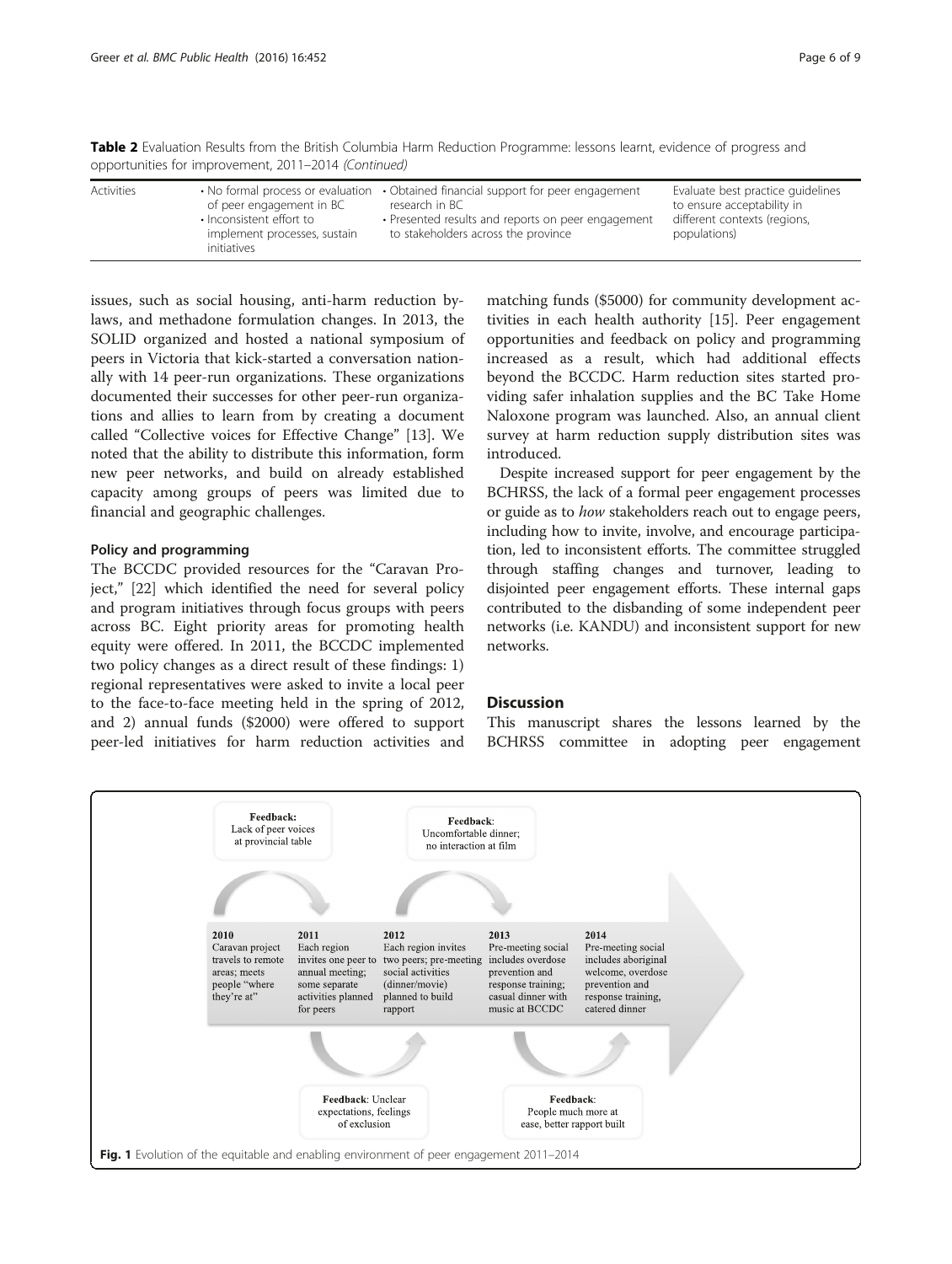**Table 2** Evaluation Results from the British Columbia Harm Reduction Programme: lessons learnt, evidence of progress and opportunities for improvement, 2011–2014 *(Continued)*

| | | | |
|---|---|---|---|
| Activities | • No formal process or evaluation of peer engagement in BC<br>• Inconsistent effort to implement processes, sustain initiatives | • Obtained financial support for peer engagement research in BC<br>• Presented results and reports on peer engagement to stakeholders across the province | Evaluate best practice guidelines to ensure acceptability in different contexts (regions, populations) |

issues, such as social housing, anti-harm reduction bylaws, and methadone formulation changes. In 2013, the SOLID organized and hosted a national symposium of peers in Victoria that kick-started a conversation nationally with 14 peer-run organizations. These organizations documented their successes for other peer-run organizations and allies to learn from by creating a document called "Collective voices for Effective Change" [13]. We noted that the ability to distribute this information, form new peer networks, and build on already established capacity among groups of peers was limited due to financial and geographic challenges.

#### Policy and programming

The BCCDC provided resources for the "Caravan Project," [22] which identified the need for several policy and program initiatives through focus groups with peers across BC. Eight priority areas for promoting health equity were offered. In 2011, the BCCDC implemented two policy changes as a direct result of these findings: 1) regional representatives were asked to invite a local peer to the face-to-face meeting held in the spring of 2012, and 2) annual funds ($2000) were offered to support peer-led initiatives for harm reduction activities and matching funds ($5000) for community development activities in each health authority [15]. Peer engagement opportunities and feedback on policy and programming increased as a result, which had additional effects beyond the BCCDC. Harm reduction sites started providing safer inhalation supplies and the BC Take Home Naloxone program was launched. Also, an annual client survey at harm reduction supply distribution sites was introduced.

Despite increased support for peer engagement by the BCHRSS, the lack of a formal peer engagement processes or guide as to *how* stakeholders reach out to engage peers, including how to invite, involve, and encourage participation, led to inconsistent efforts. The committee struggled through staffing changes and turnover, leading to disjointed peer engagement efforts. These internal gaps contributed to the disbanding of some independent peer networks (i.e. KANDU) and inconsistent support for new networks.

### Discussion

This manuscript shares the lessons learned by the BCHRSS committee in adopting peer engagement

**Feedback:** Lack of peer voices at provincial table

**Feedback:** Uncomfortable dinner; no interaction at film

**2010** Caravan project travels to remote areas; meets people "where they're at"

**2011** Each region invites one peer to annual meeting; some separate activities planned for peers

**2012** Each region invites two peers; pre-meeting social activities (dinner/movie) planned to build rapport

**2013** Pre-meeting social includes overdose prevention and response training; casual dinner with music at BCCDC

**2014** Pre-meeting social includes aboriginal welcome, overdose prevention and response training, catered dinner

**Feedback:** Unclear expectations, feelings of exclusion

**Feedback:** People much more at ease, better rapport built

**Fig. 1** Evolution of the equitable and enabling environment of peer engagement 2011–2014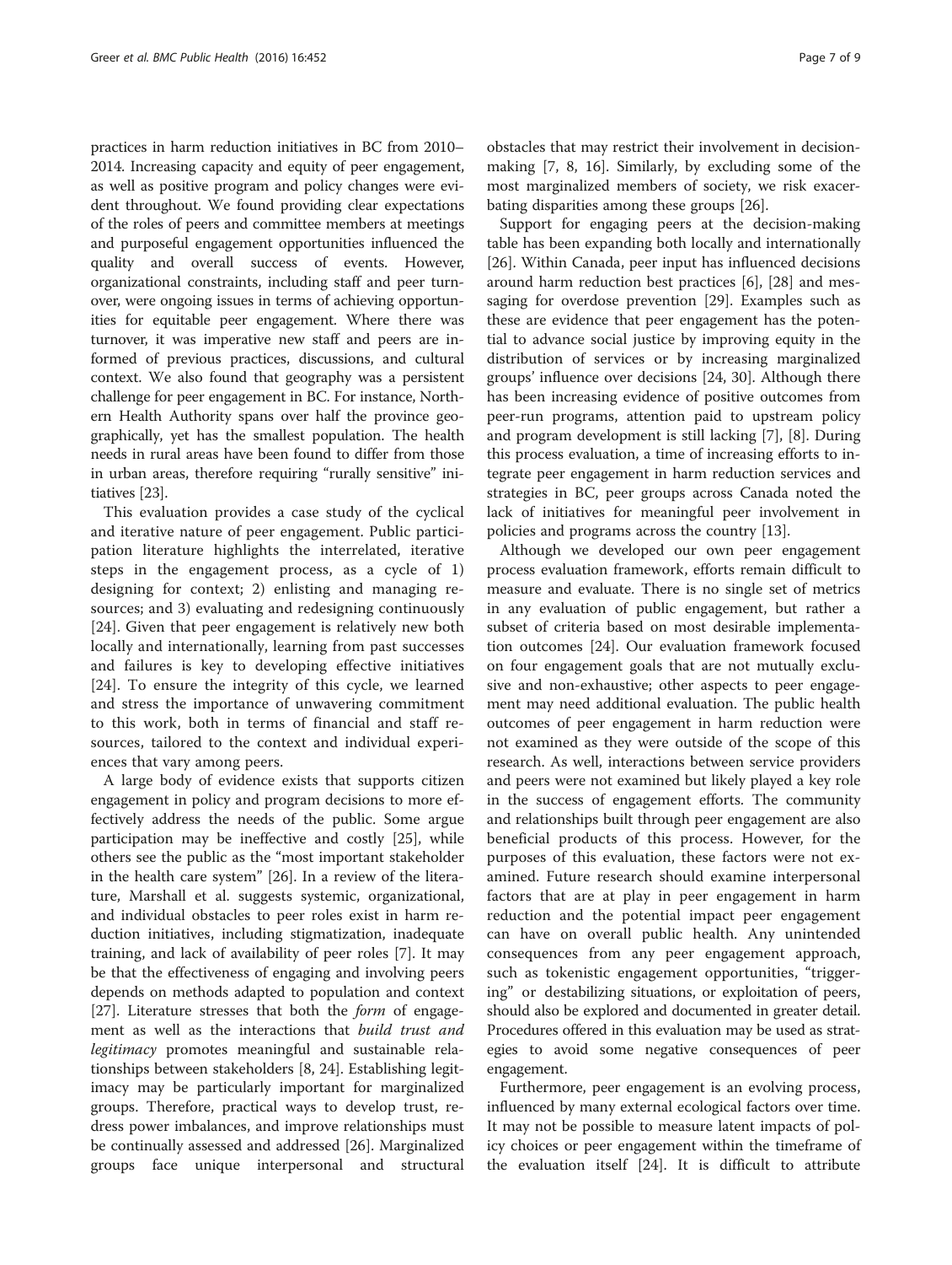practices in harm reduction initiatives in BC from 2010–2014. Increasing capacity and equity of peer engagement, as well as positive program and policy changes were evident throughout. We found providing clear expectations of the roles of peers and committee members at meetings and purposeful engagement opportunities influenced the quality and overall success of events. However, organizational constraints, including staff and peer turnover, were ongoing issues in terms of achieving opportunities for equitable peer engagement. Where there was turnover, it was imperative new staff and peers are informed of previous practices, discussions, and cultural context. We also found that geography was a persistent challenge for peer engagement in BC. For instance, Northern Health Authority spans over half the province geographically, yet has the smallest population. The health needs in rural areas have been found to differ from those in urban areas, therefore requiring "rurally sensitive" initiatives [23].

This evaluation provides a case study of the cyclical and iterative nature of peer engagement. Public participation literature highlights the interrelated, iterative steps in the engagement process, as a cycle of 1) designing for context; 2) enlisting and managing resources; and 3) evaluating and redesigning continuously [24]. Given that peer engagement is relatively new both locally and internationally, learning from past successes and failures is key to developing effective initiatives [24]. To ensure the integrity of this cycle, we learned and stress the importance of unwavering commitment to this work, both in terms of financial and staff resources, tailored to the context and individual experiences that vary among peers.

A large body of evidence exists that supports citizen engagement in policy and program decisions to more effectively address the needs of the public. Some argue participation may be ineffective and costly [25], while others see the public as the "most important stakeholder in the health care system" [26]. In a review of the literature, Marshall et al. suggests systemic, organizational, and individual obstacles to peer roles exist in harm reduction initiatives, including stigmatization, inadequate training, and lack of availability of peer roles [7]. It may be that the effectiveness of engaging and involving peers depends on methods adapted to population and context [27]. Literature stresses that both the *form* of engagement as well as the interactions that *build trust and legitimacy* promotes meaningful and sustainable relationships between stakeholders [8, 24]. Establishing legitimacy may be particularly important for marginalized groups. Therefore, practical ways to develop trust, redress power imbalances, and improve relationships must be continually assessed and addressed [26]. Marginalized groups face unique interpersonal and structural obstacles that may restrict their involvement in decision-making [7, 8, 16]. Similarly, by excluding some of the most marginalized members of society, we risk exacerbating disparities among these groups [26].

Support for engaging peers at the decision-making table has been expanding both locally and internationally [26]. Within Canada, peer input has influenced decisions around harm reduction best practices [6], [28] and messaging for overdose prevention [29]. Examples such as these are evidence that peer engagement has the potential to advance social justice by improving equity in the distribution of services or by increasing marginalized groups' influence over decisions [24, 30]. Although there has been increasing evidence of positive outcomes from peer-run programs, attention paid to upstream policy and program development is still lacking [7], [8]. During this process evaluation, a time of increasing efforts to integrate peer engagement in harm reduction services and strategies in BC, peer groups across Canada noted the lack of initiatives for meaningful peer involvement in policies and programs across the country [13].

Although we developed our own peer engagement process evaluation framework, efforts remain difficult to measure and evaluate. There is no single set of metrics in any evaluation of public engagement, but rather a subset of criteria based on most desirable implementation outcomes [24]. Our evaluation framework focused on four engagement goals that are not mutually exclusive and non-exhaustive; other aspects to peer engagement may need additional evaluation. The public health outcomes of peer engagement in harm reduction were not examined as they were outside of the scope of this research. As well, interactions between service providers and peers were not examined but likely played a key role in the success of engagement efforts. The community and relationships built through peer engagement are also beneficial products of this process. However, for the purposes of this evaluation, these factors were not examined. Future research should examine interpersonal factors that are at play in peer engagement in harm reduction and the potential impact peer engagement can have on overall public health. Any unintended consequences from any peer engagement approach, such as tokenistic engagement opportunities, "triggering" or destabilizing situations, or exploitation of peers, should also be explored and documented in greater detail. Procedures offered in this evaluation may be used as strategies to avoid some negative consequences of peer engagement.

Furthermore, peer engagement is an evolving process, influenced by many external ecological factors over time. It may not be possible to measure latent impacts of policy choices or peer engagement within the timeframe of the evaluation itself [24]. It is difficult to attribute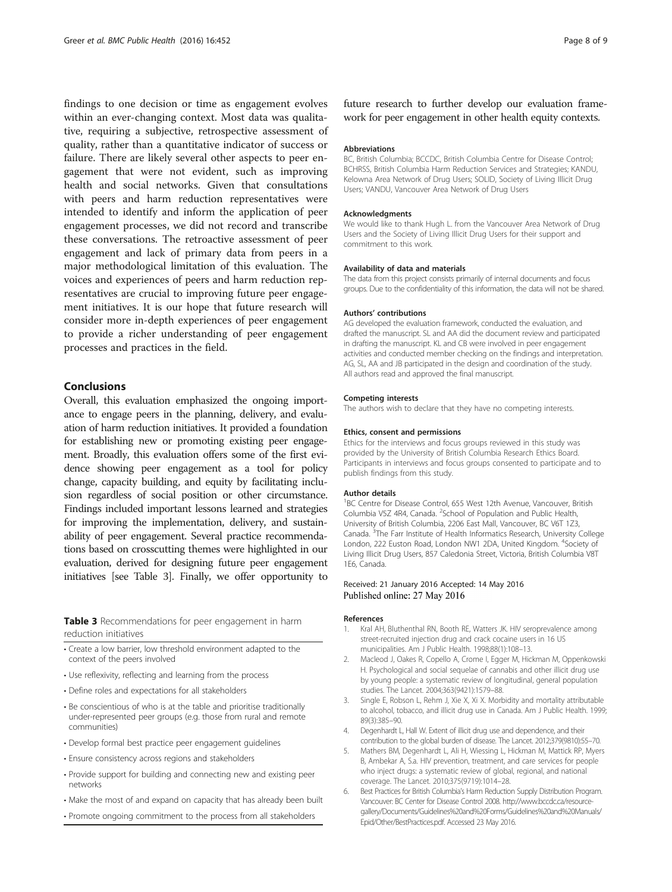findings to one decision or time as engagement evolves within an ever-changing context. Most data was qualitative, requiring a subjective, retrospective assessment of quality, rather than a quantitative indicator of success or failure. There are likely several other aspects to peer engagement that were not evident, such as improving health and social networks. Given that consultations with peers and harm reduction representatives were intended to identify and inform the application of peer engagement processes, we did not record and transcribe these conversations. The retroactive assessment of peer engagement and lack of primary data from peers in a major methodological limitation of this evaluation. The voices and experiences of peers and harm reduction representatives are crucial to improving future peer engagement initiatives. It is our hope that future research will consider more in-depth experiences of peer engagement to provide a richer understanding of peer engagement processes and practices in the field.

## Conclusions

Overall, this evaluation emphasized the ongoing importance to engage peers in the planning, delivery, and evaluation of harm reduction initiatives. It provided a foundation for establishing new or promoting existing peer engagement. Broadly, this evaluation offers some of the first evidence showing peer engagement as a tool for policy change, capacity building, and equity by facilitating inclusion regardless of social position or other circumstance. Findings included important lessons learned and strategies for improving the implementation, delivery, and sustainability of peer engagement. Several practice recommendations based on crosscutting themes were highlighted in our evaluation, derived for designing future peer engagement initiatives [see Table 3]. Finally, we offer opportunity to future research to further develop our evaluation framework for peer engagement in other health equity contexts.

**Table 3** Recommendations for peer engagement in harm reduction initiatives

- Create a low barrier, low threshold environment adapted to the context of the peers involved
- Use reflexivity, reflecting and learning from the process
- Define roles and expectations for all stakeholders
- Be conscientious of who is at the table and prioritise traditionally under-represented peer groups (e.g. those from rural and remote communities)
- Develop formal best practice peer engagement guidelines
- Ensure consistency across regions and stakeholders
- Provide support for building and connecting new and existing peer networks
- Make the most of and expand on capacity that has already been built
- Promote ongoing commitment to the process from all stakeholders

#### Abbreviations

BC, British Columbia; BCCDC, British Columbia Centre for Disease Control; BCHRSS, British Columbia Harm Reduction Services and Strategies; KANDU, Kelowna Area Network of Drug Users; SOLID, Society of Living Illicit Drug Users; VANDU, Vancouver Area Network of Drug Users

#### Acknowledgments

We would like to thank Hugh L. from the Vancouver Area Network of Drug Users and the Society of Living Illicit Drug Users for their support and commitment to this work.

#### Availability of data and materials

The data from this project consists primarily of internal documents and focus groups. Due to the confidentiality of this information, the data will not be shared.

#### Authors' contributions

AG developed the evaluation framework, conducted the evaluation, and drafted the manuscript. SL and AA did the document review and participated in drafting the manuscript. KL and CB were involved in peer engagement activities and conducted member checking on the findings and interpretation. AG, SL, AA and JB participated in the design and coordination of the study. All authors read and approved the final manuscript.

#### Competing interests

The authors wish to declare that they have no competing interests.

#### Ethics, consent and permissions

Ethics for the interviews and focus groups reviewed in this study was provided by the University of British Columbia Research Ethics Board. Participants in interviews and focus groups consented to participate and to publish findings from this study.

#### Author details

[1]BC Centre for Disease Control, 655 West 12th Avenue, Vancouver, British Columbia V5Z 4R4, Canada. [2]School of Population and Public Health, University of British Columbia, 2206 East Mall, Vancouver, BC V6T 1Z3, Canada. [3]The Farr Institute of Health Informatics Research, University College London, 222 Euston Road, London NW1 2DA, United Kingdom. [4]Society of Living Illicit Drug Users, 857 Caledonia Street, Victoria, British Columbia V8T 1E6, Canada.

Received: 21 January 2016 Accepted: 14 May 2016
Published online: 27 May 2016

#### References

1. Kral AH, Bluthenthal RN, Booth RE, Watters JK. HIV seroprevalence among street-recruited injection drug and crack cocaine users in 16 US municipalities. Am J Public Health. 1998;88(1):108–13.
2. Macleod J, Oakes R, Copello A, Crome I, Egger M, Hickman M, Oppenkowski H. Psychological and social sequelae of cannabis and other illicit drug use by young people: a systematic review of longitudinal, general population studies. The Lancet. 2004;363(9421):1579–88.
3. Single E, Robson L, Rehm J, Xie X, Xi X. Morbidity and mortality attributable to alcohol, tobacco, and illicit drug use in Canada. Am J Public Health. 1999; 89(3):385–90.
4. Degenhardt L, Hall W. Extent of illicit drug use and dependence, and their contribution to the global burden of disease. The Lancet. 2012;379(9810):55–70.
5. Mathers BM, Degenhardt L, Ali H, Wiessing L, Hickman M, Mattick RP, Myers B, Ambekar A, S.a. HIV prevention, treatment, and care services for people who inject drugs: a systematic review of global, regional, and national coverage. The Lancet. 2010;375(9719):1014–28.
6. Best Practices for British Columbia's Harm Reduction Supply Distribution Program. Vancouver: BC Center for Disease Control 2008. http://www.bccdc.ca/resource-gallery/Documents/Guidelines%20and%20Forms/Guidelines%20and%20Manuals/Epid/Other/BestPractices.pdf. Accessed 23 May 2016.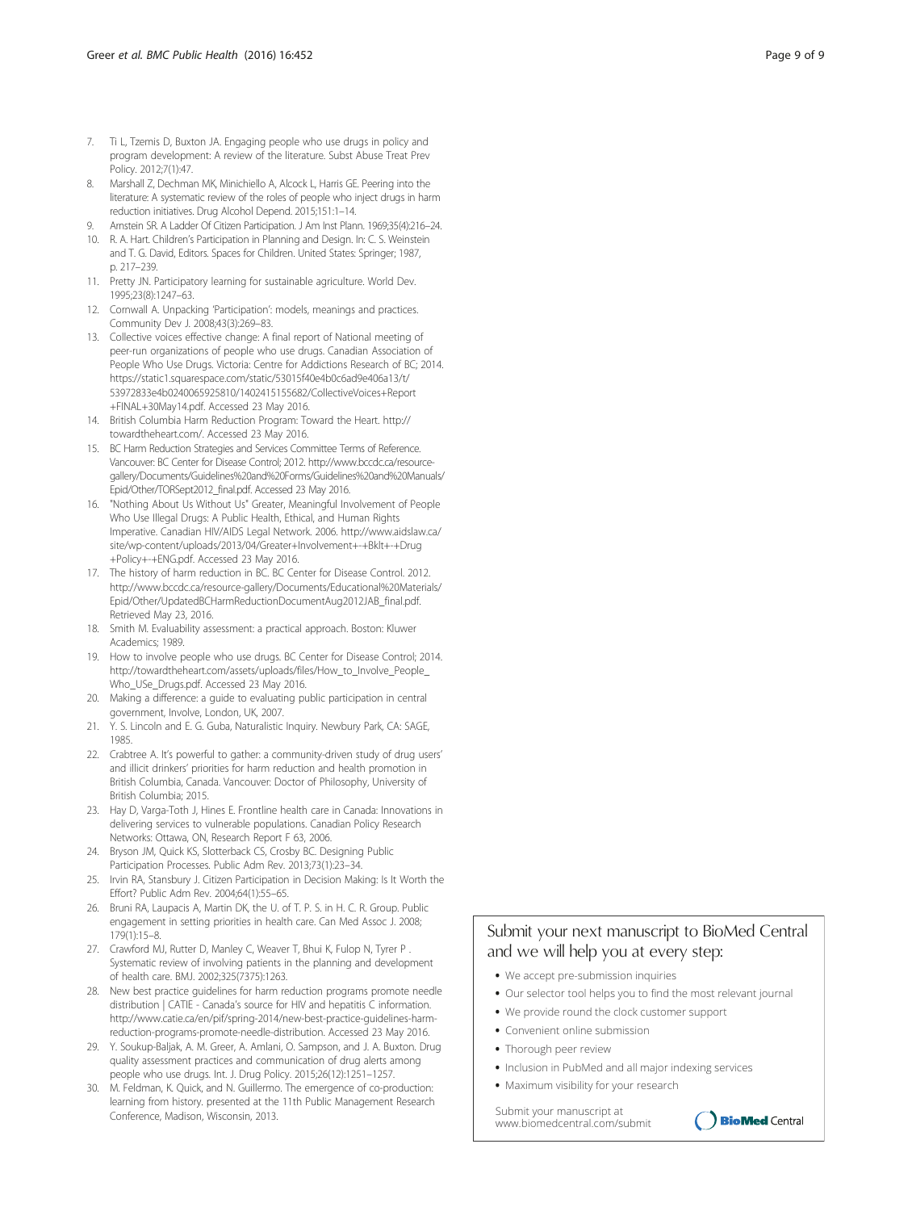7. Ti L, Tzemis D, Buxton JA. Engaging people who use drugs in policy and program development: A review of the literature. Subst Abuse Treat Prev Policy. 2012;7(1):47.
8. Marshall Z, Dechman MK, Minichiello A, Alcock L, Harris GE. Peering into the literature: A systematic review of the roles of people who inject drugs in harm reduction initiatives. Drug Alcohol Depend. 2015;151:1–14.
9. Arnstein SR. A Ladder Of Citizen Participation. J Am Inst Plann. 1969;35(4):216–24.
10. R. A. Hart. Children's Participation in Planning and Design. In: C. S. Weinstein and T. G. David, Editors. Spaces for Children. United States: Springer; 1987, p. 217–239.
11. Pretty JN. Participatory learning for sustainable agriculture. World Dev. 1995;23(8):1247–63.
12. Cornwall A. Unpacking 'Participation': models, meanings and practices. Community Dev J. 2008;43(3):269–83.
13. Collective voices effective change: A final report of National meeting of peer-run organizations of people who use drugs. Canadian Association of People Who Use Drugs. Victoria: Centre for Addictions Research of BC; 2014. https://static1.squarespace.com/static/53015f40e4b0c6ad9e406a13/t/53972833e4b0240065925810/1402415155682/CollectiveVoices+Report+FINAL+30May14.pdf. Accessed 23 May 2016.
14. British Columbia Harm Reduction Program: Toward the Heart. http://towardtheheart.com/. Accessed 23 May 2016.
15. BC Harm Reduction Strategies and Services Committee Terms of Reference. Vancouver: BC Center for Disease Control; 2012. http://www.bccdc.ca/resource-gallery/Documents/Guidelines%20and%20Forms/Guidelines%20and%20Manuals/Epid/Other/TORSept2012_final.pdf. Accessed 23 May 2016.
16. "Nothing About Us Without Us" Greater, Meaningful Involvement of People Who Use Illegal Drugs: A Public Health, Ethical, and Human Rights Imperative. Canadian HIV/AIDS Legal Network. 2006. http://www.aidslaw.ca/site/wp-content/uploads/2013/04/Greater+Involvement+-+Bklt+-+Drug+Policy+-+ENG.pdf. Accessed 23 May 2016.
17. The history of harm reduction in BC. BC Center for Disease Control. 2012. http://www.bccdc.ca/resource-gallery/Documents/Educational%20Materials/Epid/Other/UpdatedBCHarmReductionDocumentAug2012JAB_final.pdf. Retrieved May 23, 2016.
18. Smith M. Evaluability assessment: a practical approach. Boston: Kluwer Academics; 1989.
19. How to involve people who use drugs. BC Center for Disease Control; 2014. http://towardtheheart.com/assets/uploads/files/How_to_Involve_People_Who_USe_Drugs.pdf. Accessed 23 May 2016.
20. Making a difference: a guide to evaluating public participation in central government, Involve, London, UK, 2007.
21. Y. S. Lincoln and E. G. Guba, Naturalistic Inquiry. Newbury Park, CA: SAGE, 1985.
22. Crabtree A. It's powerful to gather: a community-driven study of drug users' and illicit drinkers' priorities for harm reduction and health promotion in British Columbia, Canada. Vancouver: Doctor of Philosophy, University of British Columbia; 2015.
23. Hay D, Varga-Toth J, Hines E. Frontline health care in Canada: Innovations in delivering services to vulnerable populations. Canadian Policy Research Networks: Ottawa, ON, Research Report F 63, 2006.
24. Bryson JM, Quick KS, Slotterback CS, Crosby BC. Designing Public Participation Processes. Public Adm Rev. 2013;73(1):23–34.
25. Irvin RA, Stansbury J. Citizen Participation in Decision Making: Is It Worth the Effort? Public Adm Rev. 2004;64(1):55–65.
26. Bruni RA, Laupacis A, Martin DK, the U. of T. P. S. in H. C. R. Group. Public engagement in setting priorities in health care. Can Med Assoc J. 2008; 179(1):15–8.
27. Crawford MJ, Rutter D, Manley C, Weaver T, Bhui K, Fulop N, Tyrer P . Systematic review of involving patients in the planning and development of health care. BMJ. 2002;325(7375):1263.
28. New best practice guidelines for harm reduction programs promote needle distribution | CATIE - Canada's source for HIV and hepatitis C information. http://www.catie.ca/en/pif/spring-2014/new-best-practice-guidelines-harm-reduction-programs-promote-needle-distribution. Accessed 23 May 2016.
29. Y. Soukup-Baljak, A. M. Greer, A. Amlani, O. Sampson, and J. A. Buxton. Drug quality assessment practices and communication of drug alerts among people who use drugs. Int. J. Drug Policy. 2015;26(12):1251–1257.
30. M. Feldman, K. Quick, and N. Guillermo. The emergence of co-production: learning from history. presented at the 11th Public Management Research Conference, Madison, Wisconsin, 2013.

Submit your next manuscript to BioMed Central and we will help you at every step:

- We accept pre-submission inquiries
- Our selector tool helps you to find the most relevant journal
- We provide round the clock customer support
- Convenient online submission
- Thorough peer review
- Inclusion in PubMed and all major indexing services
- Maximum visibility for your research

Submit your manuscript at www.biomedcentral.com/submit

BioMed Central